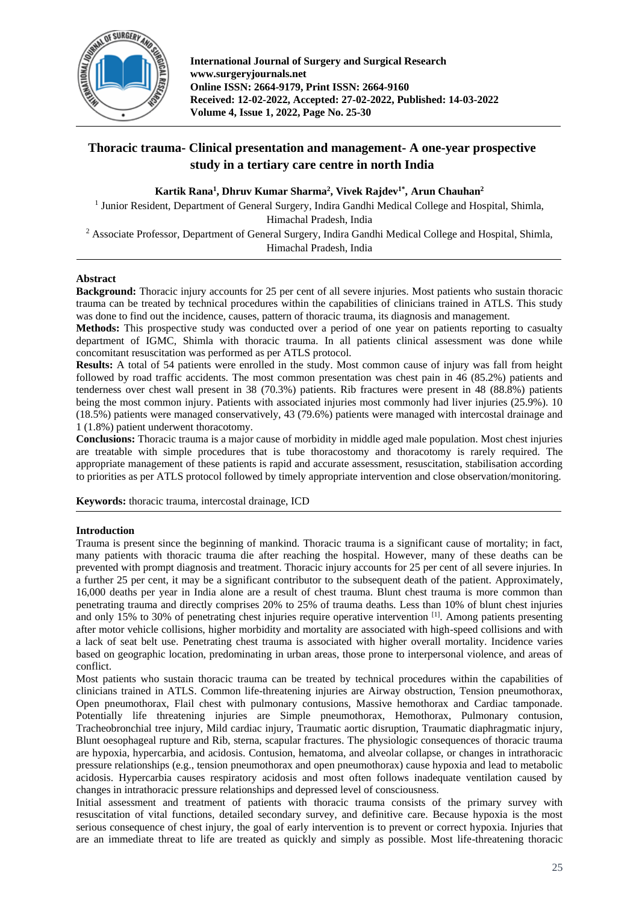International Journal of Surgery and Surgical Research
www.surgeryjournals.net
Online ISSN: 2664-9179, Print ISSN: 2664-9160
Received: 12-02-2022, Accepted: 27-02-2022, Published: 14-03-2022
Volume 4, Issue 1, 2022, Page No. 25-30

# Thoracic trauma- Clinical presentation and management- A one-year prospective study in a tertiary care centre in north India

**Kartik Rana[1], Dhruv Kumar Sharma[2], Vivek Rajdev[1*], Arun Chauhan[2]**

[1] Junior Resident, Department of General Surgery, Indira Gandhi Medical College and Hospital, Shimla, Himachal Pradesh, India

[2] Associate Professor, Department of General Surgery, Indira Gandhi Medical College and Hospital, Shimla, Himachal Pradesh, India

## Abstract

**Background:** Thoracic injury accounts for 25 per cent of all severe injuries. Most patients who sustain thoracic trauma can be treated by technical procedures within the capabilities of clinicians trained in ATLS. This study was done to find out the incidence, causes, pattern of thoracic trauma, its diagnosis and management.

**Methods:** This prospective study was conducted over a period of one year on patients reporting to casualty department of IGMC, Shimla with thoracic trauma. In all patients clinical assessment was done while concomitant resuscitation was performed as per ATLS protocol.

**Results:** A total of 54 patients were enrolled in the study. Most common cause of injury was fall from height followed by road traffic accidents. The most common presentation was chest pain in 46 (85.2%) patients and tenderness over chest wall present in 38 (70.3%) patients. Rib fractures were present in 48 (88.8%) patients being the most common injury. Patients with associated injuries most commonly had liver injuries (25.9%). 10 (18.5%) patients were managed conservatively, 43 (79.6%) patients were managed with intercostal drainage and 1 (1.8%) patient underwent thoracotomy.

**Conclusions:** Thoracic trauma is a major cause of morbidity in middle aged male population. Most chest injuries are treatable with simple procedures that is tube thoracostomy and thoracotomy is rarely required. The appropriate management of these patients is rapid and accurate assessment, resuscitation, stabilisation according to priorities as per ATLS protocol followed by timely appropriate intervention and close observation/monitoring.

**Keywords:** thoracic trauma, intercostal drainage, ICD

## Introduction

Trauma is present since the beginning of mankind. Thoracic trauma is a significant cause of mortality; in fact, many patients with thoracic trauma die after reaching the hospital. However, many of these deaths can be prevented with prompt diagnosis and treatment. Thoracic injury accounts for 25 per cent of all severe injuries. In a further 25 per cent, it may be a significant contributor to the subsequent death of the patient. Approximately, 16,000 deaths per year in India alone are a result of chest trauma. Blunt chest trauma is more common than penetrating trauma and directly comprises 20% to 25% of trauma deaths. Less than 10% of blunt chest injuries and only 15% to 30% of penetrating chest injuries require operative intervention [1]. Among patients presenting after motor vehicle collisions, higher morbidity and mortality are associated with high-speed collisions and with a lack of seat belt use. Penetrating chest trauma is associated with higher overall mortality. Incidence varies based on geographic location, predominating in urban areas, those prone to interpersonal violence, and areas of conflict.

Most patients who sustain thoracic trauma can be treated by technical procedures within the capabilities of clinicians trained in ATLS. Common life-threatening injuries are Airway obstruction, Tension pneumothorax, Open pneumothorax, Flail chest with pulmonary contusions, Massive hemothorax and Cardiac tamponade. Potentially life threatening injuries are Simple pneumothorax, Hemothorax, Pulmonary contusion, Tracheobronchial tree injury, Mild cardiac injury, Traumatic aortic disruption, Traumatic diaphragmatic injury, Blunt oesophageal rupture and Rib, sterna, scapular fractures. The physiologic consequences of thoracic trauma are hypoxia, hypercarbia, and acidosis. Contusion, hematoma, and alveolar collapse, or changes in intrathoracic pressure relationships (e.g., tension pneumothorax and open pneumothorax) cause hypoxia and lead to metabolic acidosis. Hypercarbia causes respiratory acidosis and most often follows inadequate ventilation caused by changes in intrathoracic pressure relationships and depressed level of consciousness.

Initial assessment and treatment of patients with thoracic trauma consists of the primary survey with resuscitation of vital functions, detailed secondary survey, and definitive care. Because hypoxia is the most serious consequence of chest injury, the goal of early intervention is to prevent or correct hypoxia. Injuries that are an immediate threat to life are treated as quickly and simply as possible. Most life-threatening thoracic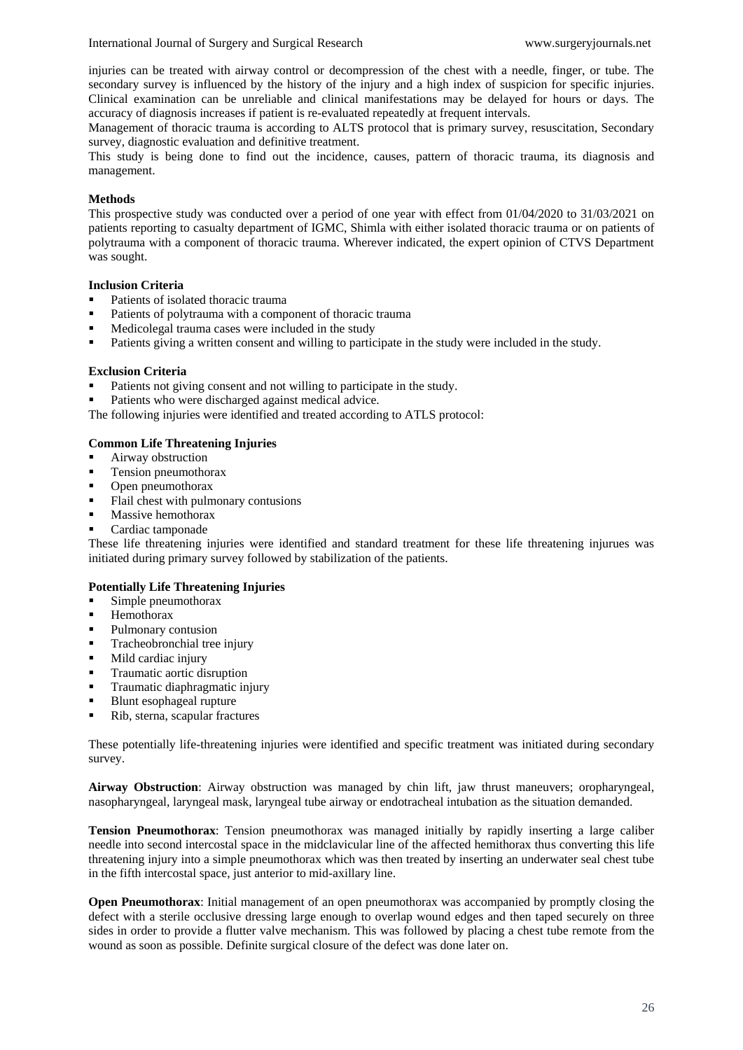injuries can be treated with airway control or decompression of the chest with a needle, finger, or tube. The secondary survey is influenced by the history of the injury and a high index of suspicion for specific injuries. Clinical examination can be unreliable and clinical manifestations may be delayed for hours or days. The accuracy of diagnosis increases if patient is re-evaluated repeatedly at frequent intervals.

Management of thoracic trauma is according to ALTS protocol that is primary survey, resuscitation, Secondary survey, diagnostic evaluation and definitive treatment.

This study is being done to find out the incidence, causes, pattern of thoracic trauma, its diagnosis and management.

**Methods**

This prospective study was conducted over a period of one year with effect from 01/04/2020 to 31/03/2021 on patients reporting to casualty department of IGMC, Shimla with either isolated thoracic trauma or on patients of polytrauma with a component of thoracic trauma. Wherever indicated, the expert opinion of CTVS Department was sought.

**Inclusion Criteria**

- Patients of isolated thoracic trauma
- Patients of polytrauma with a component of thoracic trauma
- Medicolegal trauma cases were included in the study
- Patients giving a written consent and willing to participate in the study were included in the study.

**Exclusion Criteria**

- Patients not giving consent and not willing to participate in the study.
- Patients who were discharged against medical advice.

The following injuries were identified and treated according to ATLS protocol:

**Common Life Threatening Injuries**

- Airway obstruction
- Tension pneumothorax
- Open pneumothorax
- Flail chest with pulmonary contusions
- Massive hemothorax
- Cardiac tamponade

These life threatening injuries were identified and standard treatment for these life threatening injurues was initiated during primary survey followed by stabilization of the patients.

**Potentially Life Threatening Injuries**

- Simple pneumothorax
- Hemothorax
- Pulmonary contusion
- Tracheobronchial tree injury
- Mild cardiac injury
- Traumatic aortic disruption
- Traumatic diaphragmatic injury
- Blunt esophageal rupture
- Rib, sterna, scapular fractures

These potentially life-threatening injuries were identified and specific treatment was initiated during secondary survey.

**Airway Obstruction**: Airway obstruction was managed by chin lift, jaw thrust maneuvers; oropharyngeal, nasopharyngeal, laryngeal mask, laryngeal tube airway or endotracheal intubation as the situation demanded.

**Tension Pneumothorax**: Tension pneumothorax was managed initially by rapidly inserting a large caliber needle into second intercostal space in the midclavicular line of the affected hemithorax thus converting this life threatening injury into a simple pneumothorax which was then treated by inserting an underwater seal chest tube in the fifth intercostal space, just anterior to mid-axillary line.

**Open Pneumothorax**: Initial management of an open pneumothorax was accompanied by promptly closing the defect with a sterile occlusive dressing large enough to overlap wound edges and then taped securely on three sides in order to provide a flutter valve mechanism. This was followed by placing a chest tube remote from the wound as soon as possible. Definite surgical closure of the defect was done later on.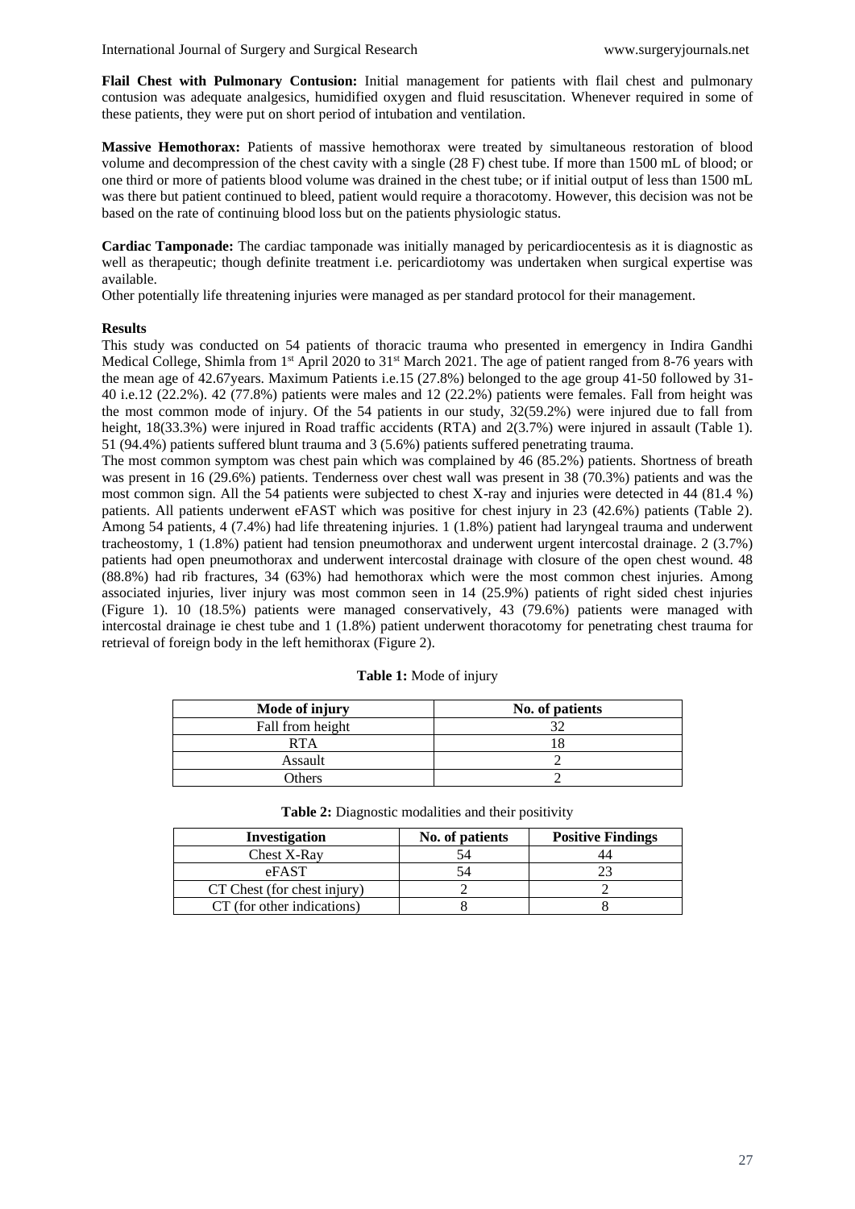**Flail Chest with Pulmonary Contusion:** Initial management for patients with flail chest and pulmonary contusion was adequate analgesics, humidified oxygen and fluid resuscitation. Whenever required in some of these patients, they were put on short period of intubation and ventilation.

**Massive Hemothorax:** Patients of massive hemothorax were treated by simultaneous restoration of blood volume and decompression of the chest cavity with a single (28 F) chest tube. If more than 1500 mL of blood; or one third or more of patients blood volume was drained in the chest tube; or if initial output of less than 1500 mL was there but patient continued to bleed, patient would require a thoracotomy. However, this decision was not be based on the rate of continuing blood loss but on the patients physiologic status.

**Cardiac Tamponade:** The cardiac tamponade was initially managed by pericardiocentesis as it is diagnostic as well as therapeutic; though definite treatment i.e. pericardiotomy was undertaken when surgical expertise was available.

Other potentially life threatening injuries were managed as per standard protocol for their management.

**Results**

This study was conducted on 54 patients of thoracic trauma who presented in emergency in Indira Gandhi Medical College, Shimla from 1st April 2020 to 31st March 2021. The age of patient ranged from 8-76 years with the mean age of 42.67years. Maximum Patients i.e.15 (27.8%) belonged to the age group 41-50 followed by 31-40 i.e.12 (22.2%). 42 (77.8%) patients were males and 12 (22.2%) patients were females. Fall from height was the most common mode of injury. Of the 54 patients in our study, 32(59.2%) were injured due to fall from height, 18(33.3%) were injured in Road traffic accidents (RTA) and 2(3.7%) were injured in assault (Table 1). 51 (94.4%) patients suffered blunt trauma and 3 (5.6%) patients suffered penetrating trauma.

The most common symptom was chest pain which was complained by 46 (85.2%) patients. Shortness of breath was present in 16 (29.6%) patients. Tenderness over chest wall was present in 38 (70.3%) patients and was the most common sign. All the 54 patients were subjected to chest X-ray and injuries were detected in 44 (81.4 %) patients. All patients underwent eFAST which was positive for chest injury in 23 (42.6%) patients (Table 2). Among 54 patients, 4 (7.4%) had life threatening injuries. 1 (1.8%) patient had laryngeal trauma and underwent tracheostomy, 1 (1.8%) patient had tension pneumothorax and underwent urgent intercostal drainage. 2 (3.7%) patients had open pneumothorax and underwent intercostal drainage with closure of the open chest wound. 48 (88.8%) had rib fractures, 34 (63%) had hemothorax which were the most common chest injuries. Among associated injuries, liver injury was most common seen in 14 (25.9%) patients of right sided chest injuries (Figure 1). 10 (18.5%) patients were managed conservatively, 43 (79.6%) patients were managed with intercostal drainage ie chest tube and 1 (1.8%) patient underwent thoracotomy for penetrating chest trauma for retrieval of foreign body in the left hemithorax (Figure 2).

**Table 1:** Mode of injury

| Mode of injury | No. of patients |
| --- | --- |
| Fall from height | 32 |
| RTA | 18 |
| Assault | 2 |
| Others | 2 |

**Table 2:** Diagnostic modalities and their positivity

| Investigation | No. of patients | Positive Findings |
| --- | --- | --- |
| Chest X-Ray | 54 | 44 |
| eFAST | 54 | 23 |
| CT Chest (for chest injury) | 2 | 2 |
| CT (for other indications) | 8 | 8 |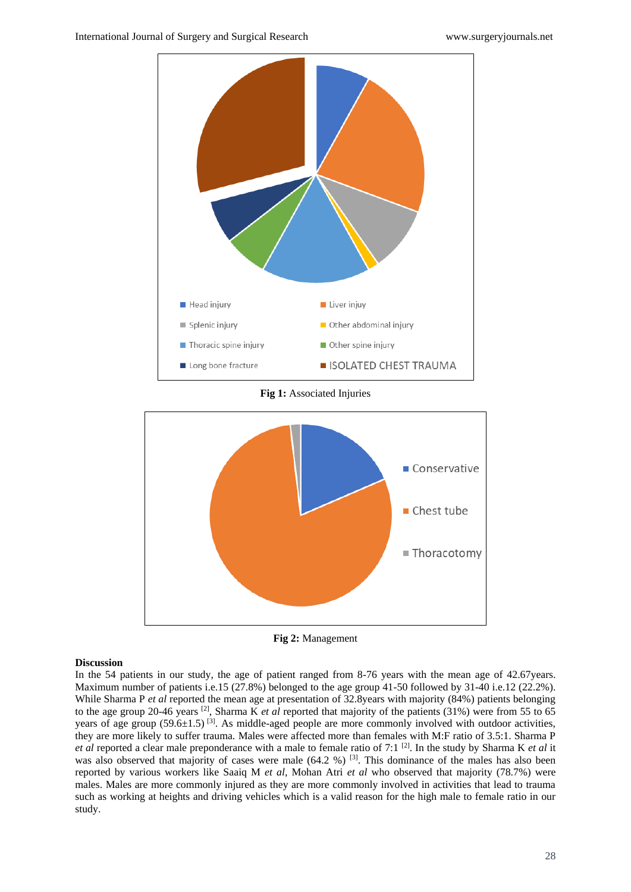Fig 1: Associated Injuries

Fig 2: Management

## Discussion

In the 54 patients in our study, the age of patient ranged from 8-76 years with the mean age of 42.67years. Maximum number of patients i.e.15 (27.8%) belonged to the age group 41-50 followed by 31-40 i.e.12 (22.2%). While Sharma P *et al* reported the mean age at presentation of 32.8years with majority (84%) patients belonging to the age group 20-46 years [2], Sharma K *et al* reported that majority of the patients (31%) were from 55 to 65 years of age group (59.6±1.5) [3]. As middle-aged people are more commonly involved with outdoor activities, they are more likely to suffer trauma. Males were affected more than females with M:F ratio of 3.5:1. Sharma P *et al* reported a clear male preponderance with a male to female ratio of 7:1 [2]. In the study by Sharma K *et al* it was also observed that majority of cases were male (64.2 %) [3]. This dominance of the males has also been reported by various workers like Saaiq M *et al*, Mohan Atri *et al* who observed that majority (78.7%) were males. Males are more commonly injured as they are more commonly involved in activities that lead to trauma such as working at heights and driving vehicles which is a valid reason for the high male to female ratio in our study.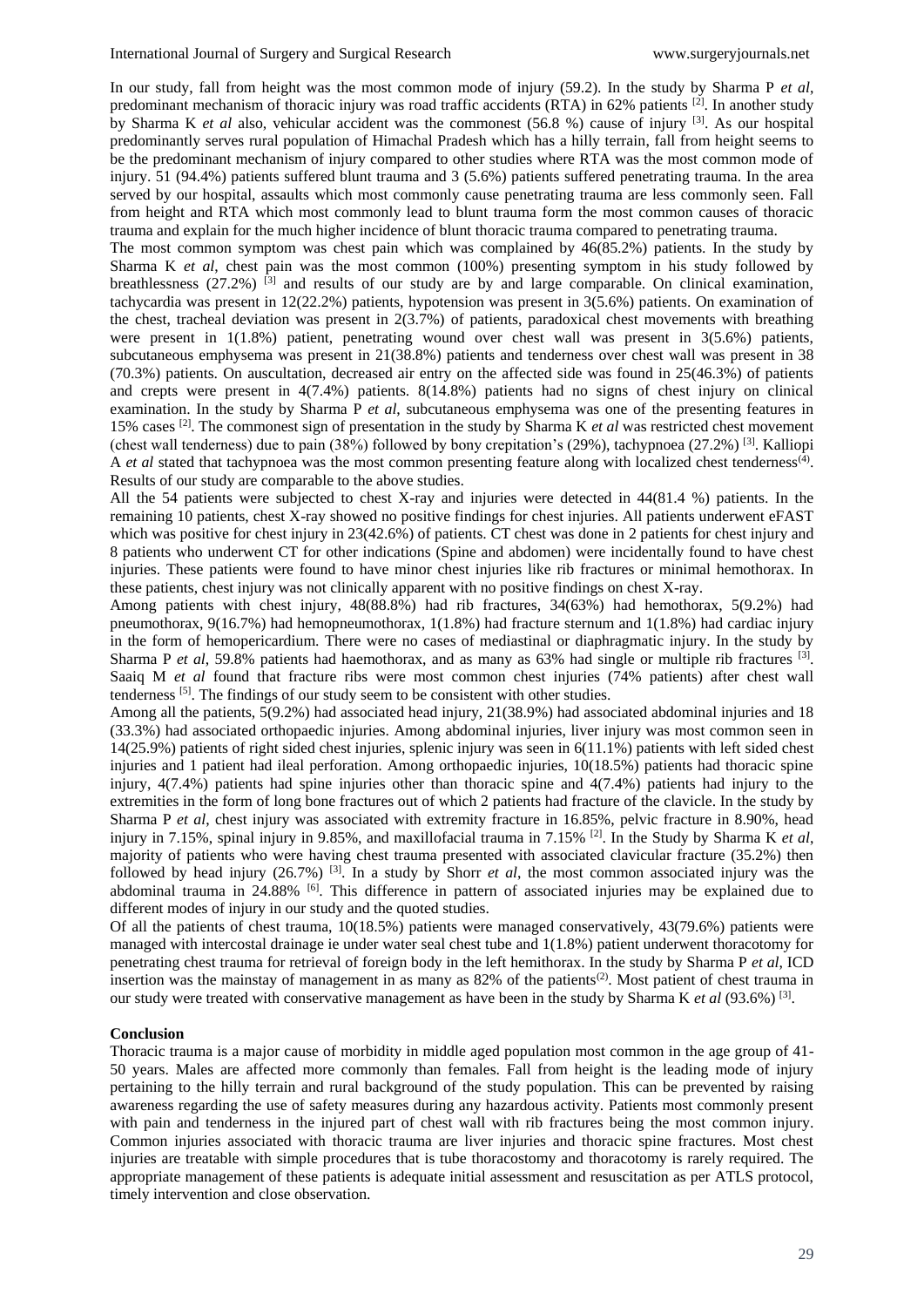In our study, fall from height was the most common mode of injury (59.2). In the study by Sharma P *et al*, predominant mechanism of thoracic injury was road traffic accidents (RTA) in 62% patients [2]. In another study by Sharma K *et al* also, vehicular accident was the commonest (56.8 %) cause of injury [3]. As our hospital predominantly serves rural population of Himachal Pradesh which has a hilly terrain, fall from height seems to be the predominant mechanism of injury compared to other studies where RTA was the most common mode of injury. 51 (94.4%) patients suffered blunt trauma and 3 (5.6%) patients suffered penetrating trauma. In the area served by our hospital, assaults which most commonly cause penetrating trauma are less commonly seen. Fall from height and RTA which most commonly lead to blunt trauma form the most common causes of thoracic trauma and explain for the much higher incidence of blunt thoracic trauma compared to penetrating trauma.

The most common symptom was chest pain which was complained by 46(85.2%) patients. In the study by Sharma K *et al*, chest pain was the most common (100%) presenting symptom in his study followed by breathlessness (27.2%) [3] and results of our study are by and large comparable. On clinical examination, tachycardia was present in 12(22.2%) patients, hypotension was present in 3(5.6%) patients. On examination of the chest, tracheal deviation was present in 2(3.7%) of patients, paradoxical chest movements with breathing were present in 1(1.8%) patient, penetrating wound over chest wall was present in 3(5.6%) patients, subcutaneous emphysema was present in 21(38.8%) patients and tenderness over chest wall was present in 38 (70.3%) patients. On auscultation, decreased air entry on the affected side was found in 25(46.3%) of patients and crepts were present in 4(7.4%) patients. 8(14.8%) patients had no signs of chest injury on clinical examination. In the study by Sharma P *et al*, subcutaneous emphysema was one of the presenting features in 15% cases [2]. The commonest sign of presentation in the study by Sharma K *et al* was restricted chest movement (chest wall tenderness) due to pain (38%) followed by bony crepitation's (29%), tachypnoea (27.2%) [3]. Kalliopi A *et al* stated that tachypnoea was the most common presenting feature along with localized chest tenderness[4]. Results of our study are comparable to the above studies.

All the 54 patients were subjected to chest X-ray and injuries were detected in 44(81.4 %) patients. In the remaining 10 patients, chest X-ray showed no positive findings for chest injuries. All patients underwent eFAST which was positive for chest injury in 23(42.6%) of patients. CT chest was done in 2 patients for chest injury and 8 patients who underwent CT for other indications (Spine and abdomen) were incidentally found to have chest injuries. These patients were found to have minor chest injuries like rib fractures or minimal hemothorax. In these patients, chest injury was not clinically apparent with no positive findings on chest X-ray.

Among patients with chest injury, 48(88.8%) had rib fractures, 34(63%) had hemothorax, 5(9.2%) had pneumothorax, 9(16.7%) had hemopneumothorax, 1(1.8%) had fracture sternum and 1(1.8%) had cardiac injury in the form of hemopericardium. There were no cases of mediastinal or diaphragmatic injury. In the study by Sharma P *et al*, 59.8% patients had haemothorax, and as many as 63% had single or multiple rib fractures [3]. Saaiq M *et al* found that fracture ribs were most common chest injuries (74% patients) after chest wall tenderness [5]. The findings of our study seem to be consistent with other studies.

Among all the patients, 5(9.2%) had associated head injury, 21(38.9%) had associated abdominal injuries and 18 (33.3%) had associated orthopaedic injuries. Among abdominal injuries, liver injury was most common seen in 14(25.9%) patients of right sided chest injuries, splenic injury was seen in 6(11.1%) patients with left sided chest injuries and 1 patient had ileal perforation. Among orthopaedic injuries, 10(18.5%) patients had thoracic spine injury, 4(7.4%) patients had spine injuries other than thoracic spine and 4(7.4%) patients had injury to the extremities in the form of long bone fractures out of which 2 patients had fracture of the clavicle. In the study by Sharma P *et al*, chest injury was associated with extremity fracture in 16.85%, pelvic fracture in 8.90%, head injury in 7.15%, spinal injury in 9.85%, and maxillofacial trauma in 7.15% [2]. In the Study by Sharma K *et al*, majority of patients who were having chest trauma presented with associated clavicular fracture (35.2%) then followed by head injury (26.7%) [3]. In a study by Shorr *et al*, the most common associated injury was the abdominal trauma in 24.88% [6]. This difference in pattern of associated injuries may be explained due to different modes of injury in our study and the quoted studies.

Of all the patients of chest trauma, 10(18.5%) patients were managed conservatively, 43(79.6%) patients were managed with intercostal drainage ie under water seal chest tube and 1(1.8%) patient underwent thoracotomy for penetrating chest trauma for retrieval of foreign body in the left hemithorax. In the study by Sharma P *et al*, ICD insertion was the mainstay of management in as many as 82% of the patients[2]. Most patient of chest trauma in our study were treated with conservative management as have been in the study by Sharma K *et al* (93.6%) [3].

## Conclusion

Thoracic trauma is a major cause of morbidity in middle aged population most common in the age group of 41-50 years. Males are affected more commonly than females. Fall from height is the leading mode of injury pertaining to the hilly terrain and rural background of the study population. This can be prevented by raising awareness regarding the use of safety measures during any hazardous activity. Patients most commonly present with pain and tenderness in the injured part of chest wall with rib fractures being the most common injury. Common injuries associated with thoracic trauma are liver injuries and thoracic spine fractures. Most chest injuries are treatable with simple procedures that is tube thoracostomy and thoracotomy is rarely required. The appropriate management of these patients is adequate initial assessment and resuscitation as per ATLS protocol, timely intervention and close observation.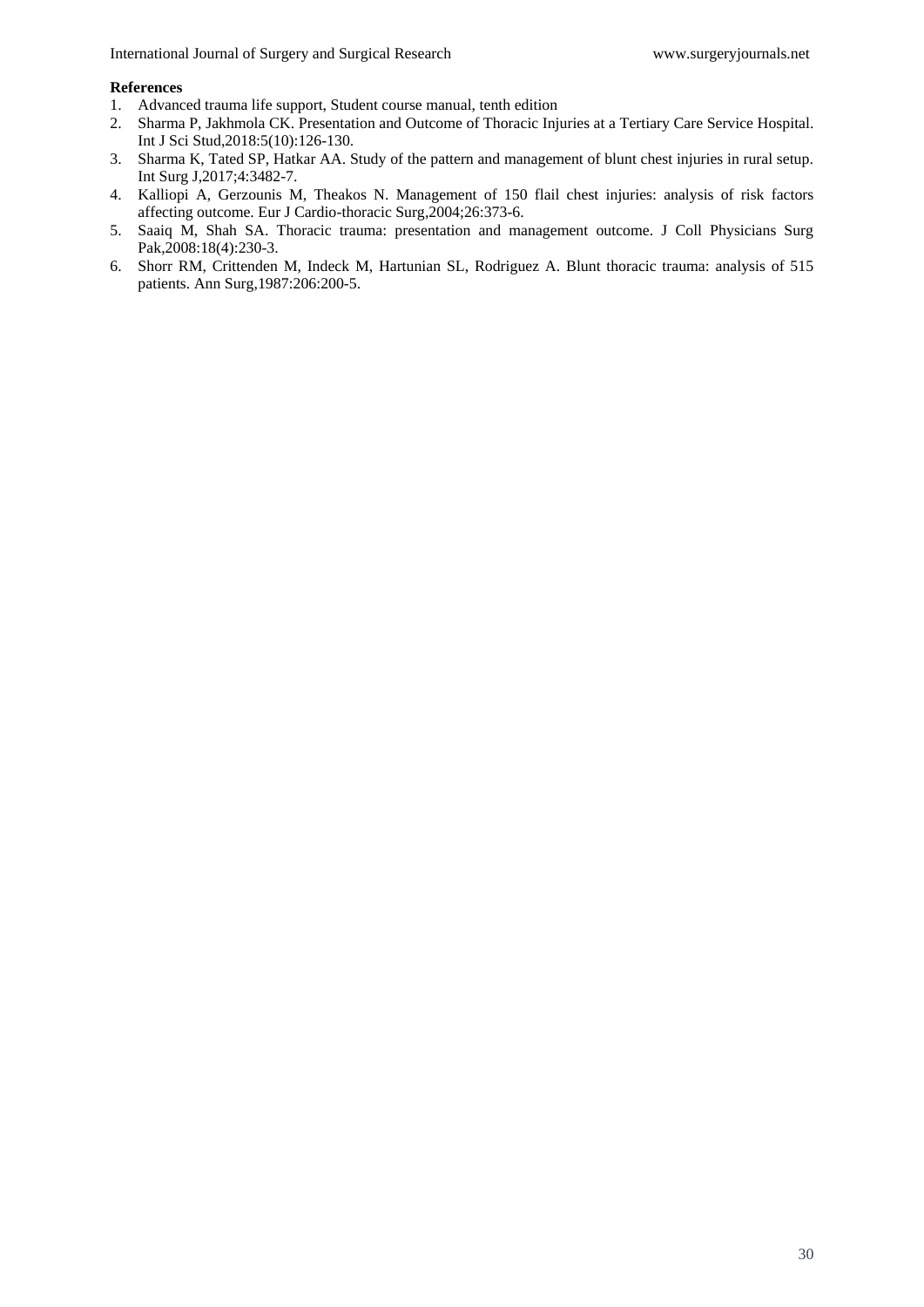**References**

1. Advanced trauma life support, Student course manual, tenth edition
2. Sharma P, Jakhmola CK. Presentation and Outcome of Thoracic Injuries at a Tertiary Care Service Hospital. Int J Sci Stud,2018:5(10):126-130.
3. Sharma K, Tated SP, Hatkar AA. Study of the pattern and management of blunt chest injuries in rural setup. Int Surg J,2017;4:3482-7.
4. Kalliopi A, Gerzounis M, Theakos N. Management of 150 flail chest injuries: analysis of risk factors affecting outcome. Eur J Cardio-thoracic Surg,2004;26:373-6.
5. Saaiq M, Shah SA. Thoracic trauma: presentation and management outcome. J Coll Physicians Surg Pak,2008:18(4):230-3.
6. Shorr RM, Crittenden M, Indeck M, Hartunian SL, Rodriguez A. Blunt thoracic trauma: analysis of 515 patients. Ann Surg,1987:206:200-5.